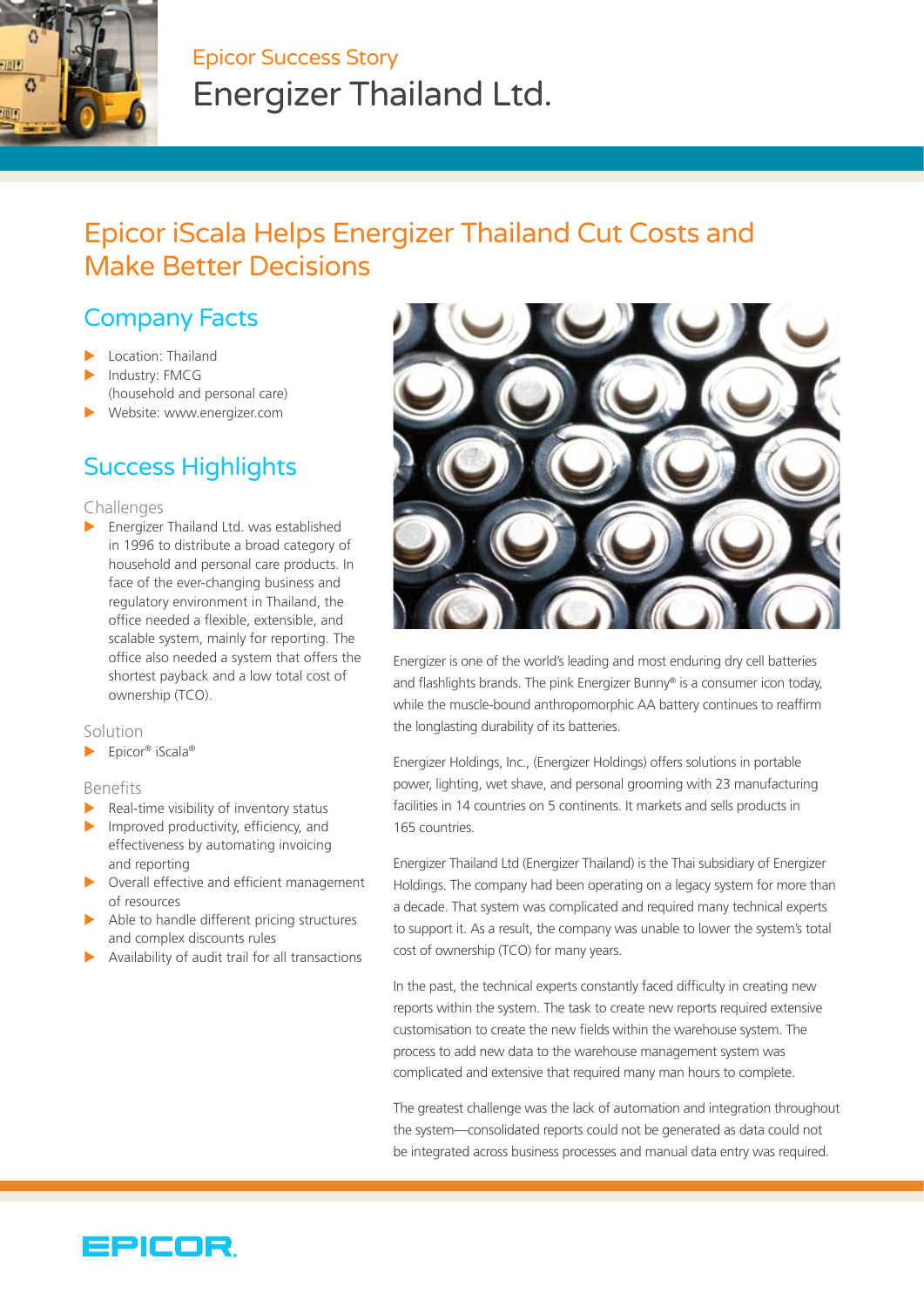Epicor Success Story

# Energizer Thailand Ltd.

## Epicor iScala Helps Energizer Thailand Cut Costs and Make Better Decisions

### Company Facts

- Location: Thailand
- Industry: FMCG (household and personal care)
- Website: www.energizer.com

### Success Highlights

#### Challenges

- Energizer Thailand Ltd. was established in 1996 to distribute a broad category of household and personal care products. In face of the ever-changing business and regulatory environment in Thailand, the office needed a flexible, extensible, and scalable system, mainly for reporting. The office also needed a system that offers the shortest payback and a low total cost of ownership (TCO).

#### Solution

- Epicor® iScala®

#### Benefits

- Real-time visibility of inventory status
- Improved productivity, efficiency, and effectiveness by automating invoicing and reporting
- Overall effective and efficient management of resources
- Able to handle different pricing structures and complex discounts rules
- Availability of audit trail for all transactions

Energizer is one of the world's leading and most enduring dry cell batteries and flashlights brands. The pink Energizer Bunny® is a consumer icon today, while the muscle-bound anthropomorphic AA battery continues to reaffirm the longlasting durability of its batteries.

Energizer Holdings, Inc., (Energizer Holdings) offers solutions in portable power, lighting, wet shave, and personal grooming with 23 manufacturing facilities in 14 countries on 5 continents. It markets and sells products in 165 countries.

Energizer Thailand Ltd (Energizer Thailand) is the Thai subsidiary of Energizer Holdings. The company had been operating on a legacy system for more than a decade. That system was complicated and required many technical experts to support it. As a result, the company was unable to lower the system's total cost of ownership (TCO) for many years.

In the past, the technical experts constantly faced difficulty in creating new reports within the system. The task to create new reports required extensive customisation to create the new fields within the warehouse system. The process to add new data to the warehouse management system was complicated and extensive that required many man hours to complete.

The greatest challenge was the lack of automation and integration throughout the system—consolidated reports could not be generated as data could not be integrated across business processes and manual data entry was required.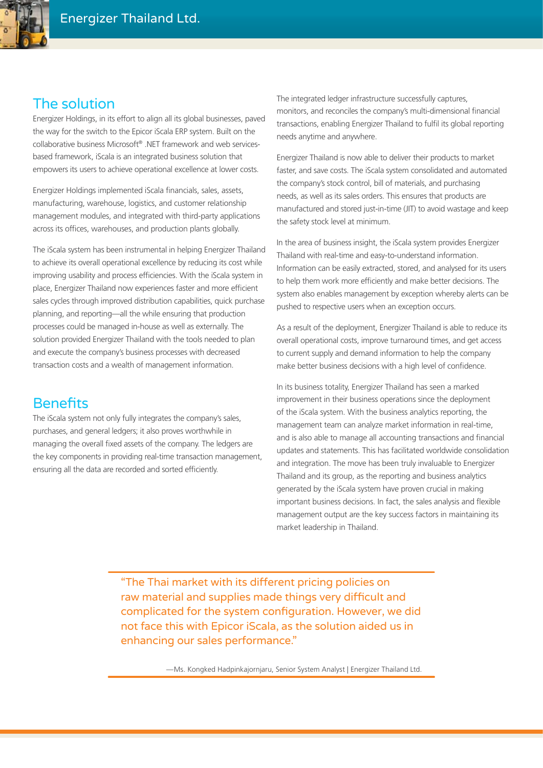## The solution

Energizer Holdings, in its effort to align all its global businesses, paved the way for the switch to the Epicor iScala ERP system. Built on the collaborative business Microsoft® .NET framework and web services-based framework, iScala is an integrated business solution that empowers its users to achieve operational excellence at lower costs.

Energizer Holdings implemented iScala financials, sales, assets, manufacturing, warehouse, logistics, and customer relationship management modules, and integrated with third-party applications across its offices, warehouses, and production plants globally.

The iScala system has been instrumental in helping Energizer Thailand to achieve its overall operational excellence by reducing its cost while improving usability and process efficiencies. With the iScala system in place, Energizer Thailand now experiences faster and more efficient sales cycles through improved distribution capabilities, quick purchase planning, and reporting—all the while ensuring that production processes could be managed in-house as well as externally. The solution provided Energizer Thailand with the tools needed to plan and execute the company's business processes with decreased transaction costs and a wealth of management information.

## Benefits

The iScala system not only fully integrates the company's sales, purchases, and general ledgers; it also proves worthwhile in managing the overall fixed assets of the company. The ledgers are the key components in providing real-time transaction management, ensuring all the data are recorded and sorted efficiently.

The integrated ledger infrastructure successfully captures, monitors, and reconciles the company's multi-dimensional financial transactions, enabling Energizer Thailand to fulfil its global reporting needs anytime and anywhere.

Energizer Thailand is now able to deliver their products to market faster, and save costs. The iScala system consolidated and automated the company's stock control, bill of materials, and purchasing needs, as well as its sales orders. This ensures that products are manufactured and stored just-in-time (JIT) to avoid wastage and keep the safety stock level at minimum.

In the area of business insight, the iScala system provides Energizer Thailand with real-time and easy-to-understand information. Information can be easily extracted, stored, and analysed for its users to help them work more efficiently and make better decisions. The system also enables management by exception whereby alerts can be pushed to respective users when an exception occurs.

As a result of the deployment, Energizer Thailand is able to reduce its overall operational costs, improve turnaround times, and get access to current supply and demand information to help the company make better business decisions with a high level of confidence.

In its business totality, Energizer Thailand has seen a marked improvement in their business operations since the deployment of the iScala system. With the business analytics reporting, the management team can analyze market information in real-time, and is also able to manage all accounting transactions and financial updates and statements. This has facilitated worldwide consolidation and integration. The move has been truly invaluable to Energizer Thailand and its group, as the reporting and business analytics generated by the iScala system have proven crucial in making important business decisions. In fact, the sales analysis and flexible management output are the key success factors in maintaining its market leadership in Thailand.

> "The Thai market with its different pricing policies on raw material and supplies made things very difficult and complicated for the system configuration. However, we did not face this with Epicor iScala, as the solution aided us in enhancing our sales performance."
>
> —Ms. Kongked Hadpinkajornjaru, Senior System Analyst | Energizer Thailand Ltd.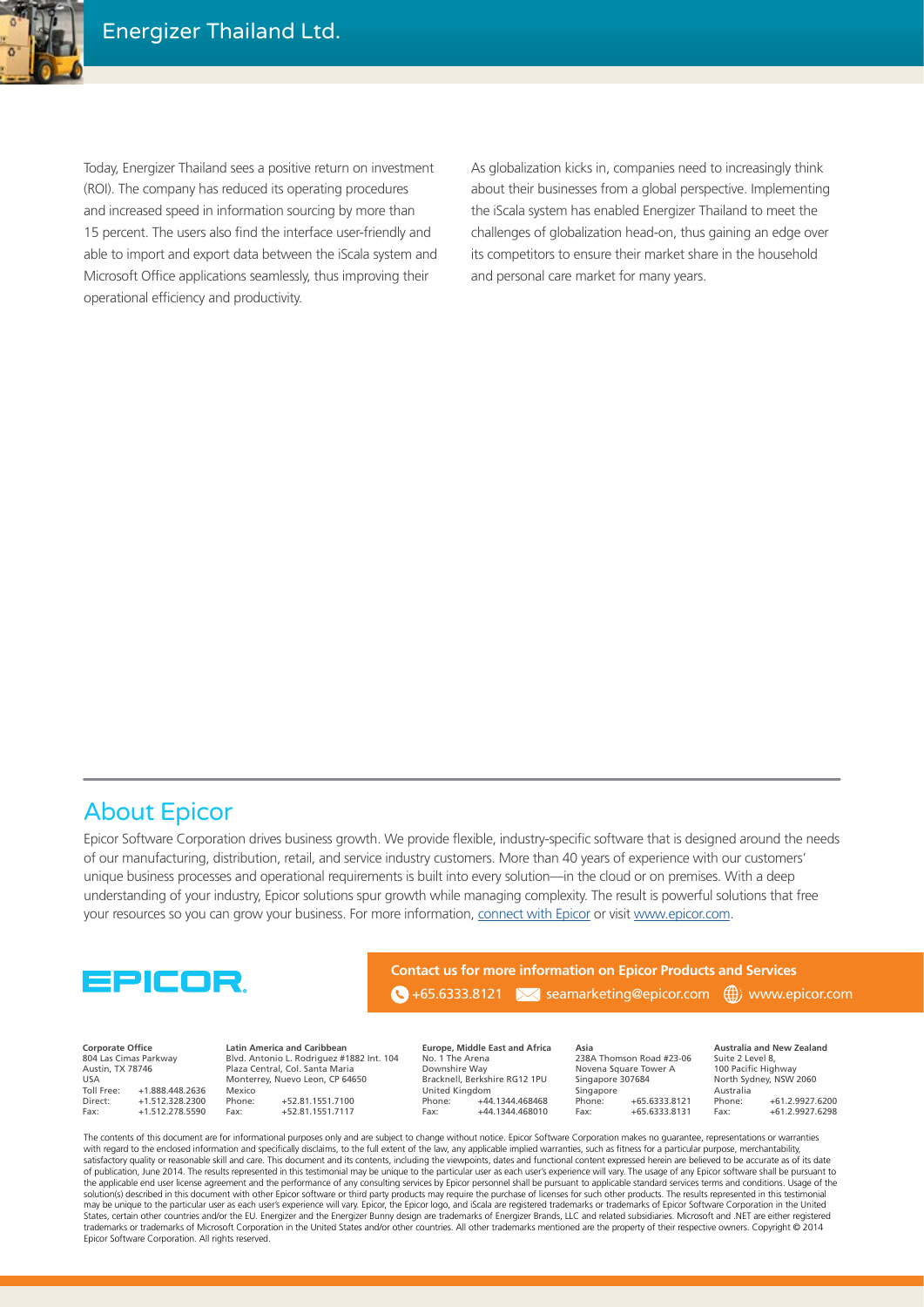Today, Energizer Thailand sees a positive return on investment (ROI). The company has reduced its operating procedures and increased speed in information sourcing by more than 15 percent. The users also find the interface user-friendly and able to import and export data between the iScala system and Microsoft Office applications seamlessly, thus improving their operational efficiency and productivity.

As globalization kicks in, companies need to increasingly think about their businesses from a global perspective. Implementing the iScala system has enabled Energizer Thailand to meet the challenges of globalization head-on, thus gaining an edge over its competitors to ensure their market share in the household and personal care market for many years.

## About Epicor

Epicor Software Corporation drives business growth. We provide flexible, industry-specific software that is designed around the needs of our manufacturing, distribution, retail, and service industry customers. More than 40 years of experience with our customers' unique business processes and operational requirements is built into every solution—in the cloud or on premises. With a deep understanding of your industry, Epicor solutions spur growth while managing complexity. The result is powerful solutions that free your resources so you can grow your business. For more information, connect with Epicor or visit www.epicor.com.

EPICOR

**Contact us for more information on Epicor Products and Services**

+65.6333.8121 seamarketing@epicor.com www.epicor.com

**Corporate Office**
804 Las Cimas Parkway
Austin, TX 78746
USA
Toll Free: +1.888.448.2636
Direct: +1.512.328.2300
Fax: +1.512.278.5590

**Latin America and Caribbean**
Blvd. Antonio L. Rodriguez #1882 Int. 104
Plaza Central, Col. Santa Maria
Monterrey, Nuevo Leon, CP 64650
Mexico
Phone: +52.81.1551.7100
Fax: +52.81.1551.7117

**Europe, Middle East and Africa**
No. 1 The Arena
Downshire Way
Bracknell, Berkshire RG12 1PU
United Kingdom
Phone: +44.1344.468468
Fax: +44.1344.468010

**Asia**
238A Thomson Road #23-06
Novena Square Tower A
Singapore 307684
Singapore
Phone: +65.6333.8121
Fax: +65.6333.8131

**Australia and New Zealand**
Suite 2 Level 8,
100 Pacific Highway
North Sydney, NSW 2060
Australia
Phone: +61.2.9927.6200
Fax: +61.2.9927.6298

The contents of this document are for informational purposes only and are subject to change without notice. Epicor Software Corporation makes no guarantee, representations or warranties with regard to the enclosed information and specifically disclaims, to the full extent of the law, any applicable implied warranties, such as fitness for a particular purpose, merchantability, satisfactory quality or reasonable skill and care. This document and its contents, including the viewpoints, dates and functional content expressed herein are believed to be accurate as of its date of publication, June 2014. The results represented in this testimonial may be unique to the particular user as each user's experience will vary. The usage of any Epicor software shall be pursuant to the applicable end user license agreement and the performance of any consulting services by Epicor personnel shall be pursuant to applicable standard services terms and conditions. Usage of the solution(s) described in this document with other Epicor software or third party products may require the purchase of licenses for such other products. The results represented in this testimonial may be unique to the particular user as each user's experience will vary. Epicor, the Epicor logo, and iScala are registered trademarks or trademarks of Epicor Software Corporation in the United States, certain other countries and/or the EU. Energizer and the Energizer Bunny design are trademarks of Energizer Brands, LLC and related subsidiaries. Microsoft and .NET are either registered trademarks or trademarks of Microsoft Corporation in the United States and/or other countries. All other trademarks mentioned are the property of their respective owners. Copyright © 2014 Epicor Software Corporation. All rights reserved.